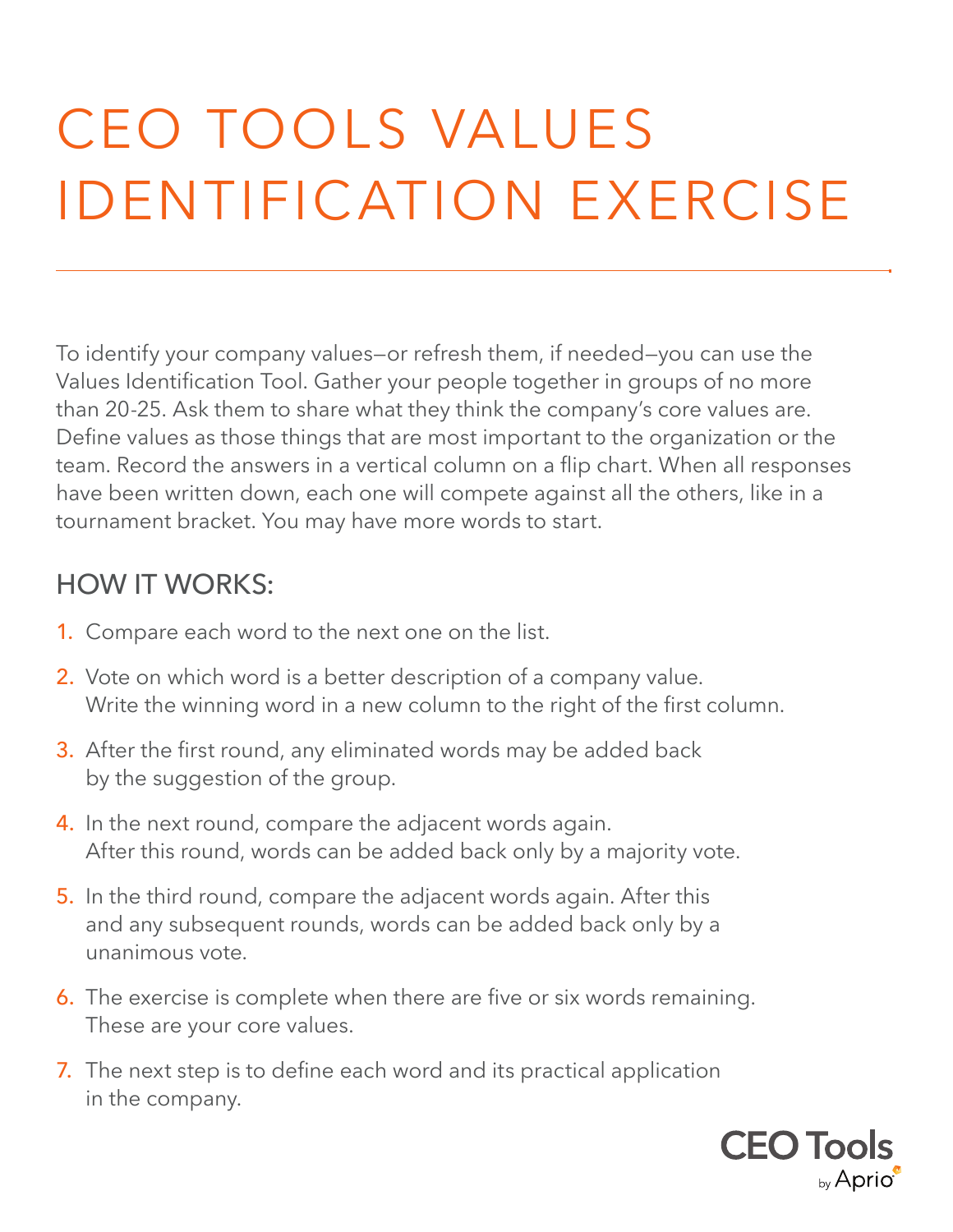# CEO TOOLS VALUES IDENTIFICATION EXERCISE

To identify your company values—or refresh them, if needed—you can use the Values Identification Tool. Gather your people together in groups of no more than 20-25. Ask them to share what they think the company's core values are. Define values as those things that are most important to the organization or the team. Record the answers in a vertical column on a flip chart. When all responses have been written down, each one will compete against all the others, like in a tournament bracket. You may have more words to start.

## HOW IT WORKS:

1. Compare each word to the next one on the list.
2. Vote on which word is a better description of a company value. Write the winning word in a new column to the right of the first column.
3. After the first round, any eliminated words may be added back by the suggestion of the group.
4. In the next round, compare the adjacent words again. After this round, words can be added back only by a majority vote.
5. In the third round, compare the adjacent words again. After this and any subsequent rounds, words can be added back only by a unanimous vote.
6. The exercise is complete when there are five or six words remaining. These are your core values.
7. The next step is to define each word and its practical application in the company.

CEO Tools by Aprio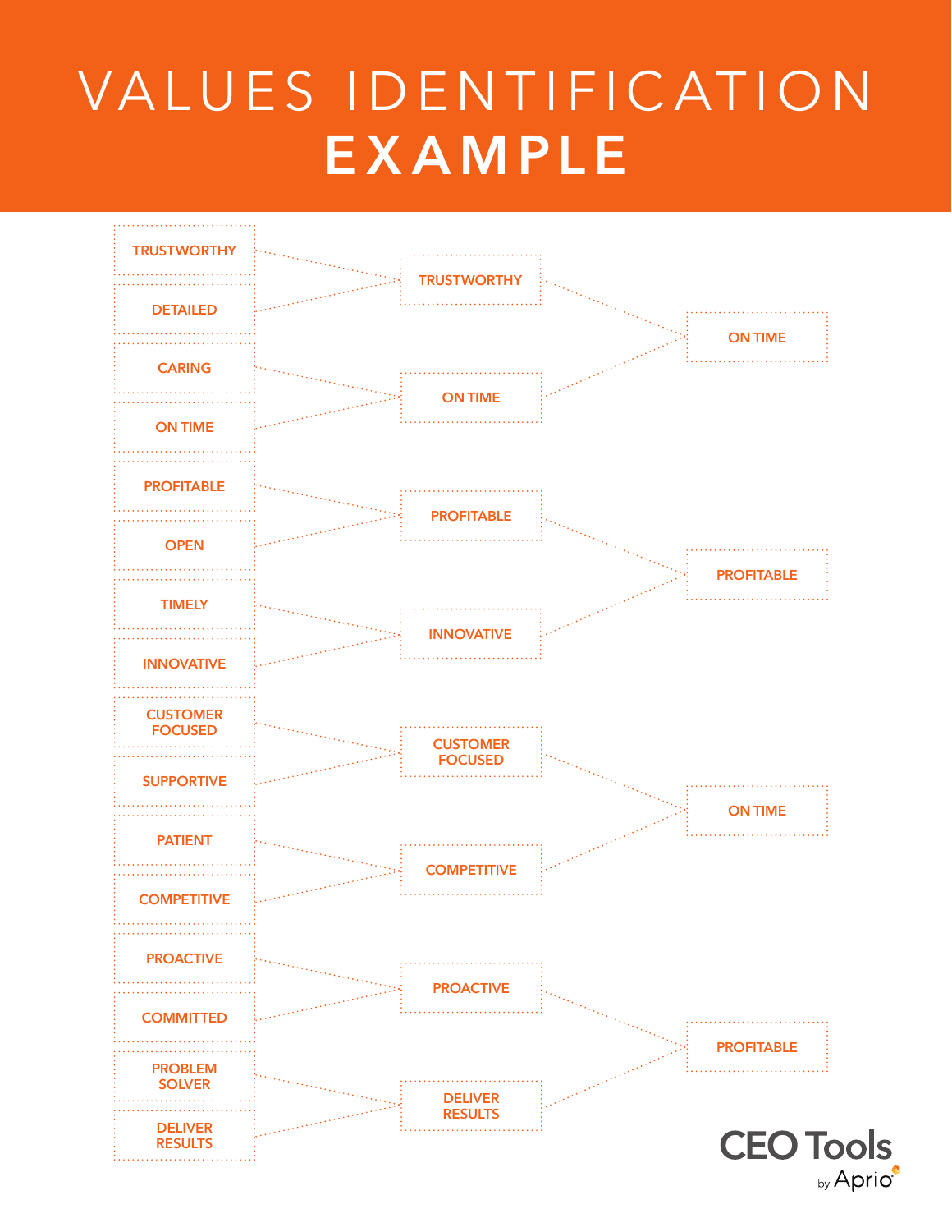# VALUES IDENTIFICATION **EXAMPLE**

| Round 1 | Round 2 | Round 3 |
| --- | --- | --- |
| TRUSTWORTHY | TRUSTWORTHY | ON TIME |
| DETAILED | | |
| CARING | ON TIME | |
| ON TIME | | |
| PROFITABLE | PROFITABLE | PROFITABLE |
| OPEN | | |
| TIMELY | INNOVATIVE | |
| INNOVATIVE | | |
| CUSTOMER FOCUSED | CUSTOMER FOCUSED | ON TIME |
| SUPPORTIVE | | |
| PATIENT | COMPETITIVE | |
| COMPETITIVE | | |
| PROACTIVE | PROACTIVE | PROFITABLE |
| COMMITTED | | |
| PROBLEM SOLVER | DELIVER RESULTS | |
| DELIVER RESULTS | | |

CEO Tools by Aprio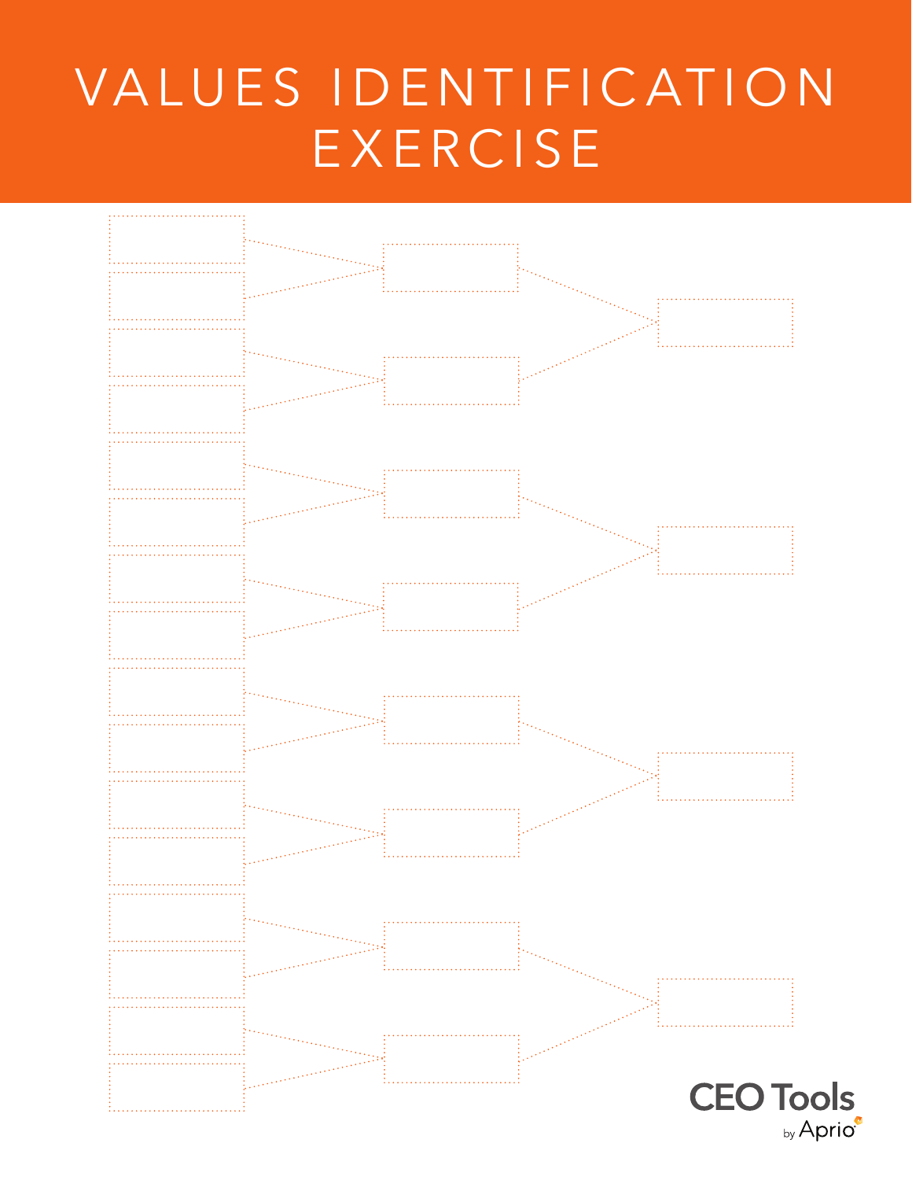# VALUES IDENTIFICATION EXERCISE

CEO Tools

by Aprio